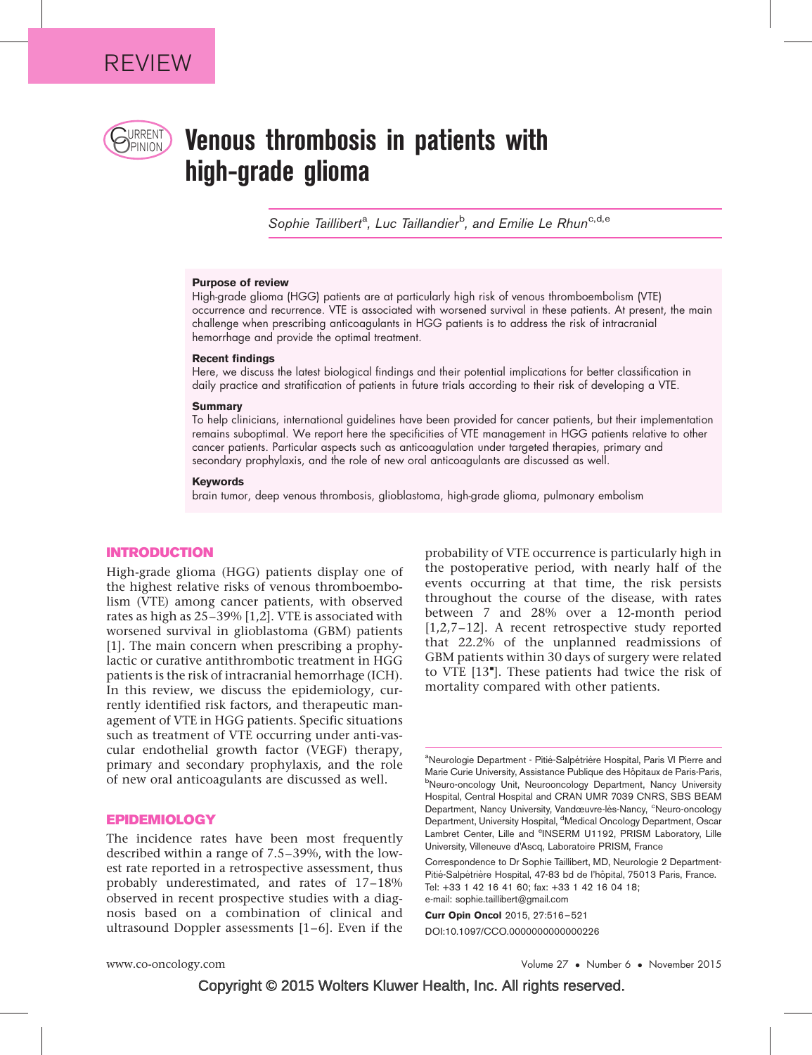REVIEW

# Venous thrombosis in patients with high-grade glioma

*Sophie Taillibert[a], Luc Taillandier[b], and Emilie Le Rhun[c,d,e]*

### Purpose of review

High-grade glioma (HGG) patients are at particularly high risk of venous thromboembolism (VTE) occurrence and recurrence. VTE is associated with worsened survival in these patients. At present, the main challenge when prescribing anticoagulants in HGG patients is to address the risk of intracranial hemorrhage and provide the optimal treatment.

### Recent findings

Here, we discuss the latest biological findings and their potential implications for better classification in daily practice and stratification of patients in future trials according to their risk of developing a VTE.

### Summary

To help clinicians, international guidelines have been provided for cancer patients, but their implementation remains suboptimal. We report here the specificities of VTE management in HGG patients relative to other cancer patients. Particular aspects such as anticoagulation under targeted therapies, primary and secondary prophylaxis, and the role of new oral anticoagulants are discussed as well.

### Keywords

brain tumor, deep venous thrombosis, glioblastoma, high-grade glioma, pulmonary embolism

## INTRODUCTION

High-grade glioma (HGG) patients display one of the highest relative risks of venous thromboembolism (VTE) among cancer patients, with observed rates as high as 25–39% [1,2]. VTE is associated with worsened survival in glioblastoma (GBM) patients [1]. The main concern when prescribing a prophylactic or curative antithrombotic treatment in HGG patients is the risk of intracranial hemorrhage (ICH). In this review, we discuss the epidemiology, currently identified risk factors, and therapeutic management of VTE in HGG patients. Specific situations such as treatment of VTE occurring under anti-vascular endothelial growth factor (VEGF) therapy, primary and secondary prophylaxis, and the role of new oral anticoagulants are discussed as well.

## EPIDEMIOLOGY

The incidence rates have been most frequently described within a range of 7.5–39%, with the lowest rate reported in a retrospective assessment, thus probably underestimated, and rates of 17–18% observed in recent prospective studies with a diagnosis based on a combination of clinical and ultrasound Doppler assessments [1–6]. Even if the probability of VTE occurrence is particularly high in the postoperative period, with nearly half of the events occurring at that time, the risk persists throughout the course of the disease, with rates between 7 and 28% over a 12-month period [1,2,7–12]. A recent retrospective study reported that 22.2% of the unplanned readmissions of GBM patients within 30 days of surgery were related to VTE [13▪]. These patients had twice the risk of mortality compared with other patients.

[a]Neurologie Department - Pitié-Salpétrière Hospital, Paris VI Pierre and Marie Curie University, Assistance Publique des Hôpitaux de Paris-Paris, [b]Neuro-oncology Unit, Neurooncology Department, Nancy University Hospital, Central Hospital and CRAN UMR 7039 CNRS, SBS BEAM Department, Nancy University, Vandœuvre-lès-Nancy, [c]Neuro-oncology Department, University Hospital, [d]Medical Oncology Department, Oscar Lambret Center, Lille and [e]INSERM U1192, PRISM Laboratory, Lille University, Villeneuve d'Ascq, Laboratoire PRISM, France

Correspondence to Dr Sophie Taillibert, MD, Neurologie 2 Department-Pitié-Salpétrière Hospital, 47-83 bd de l'hôpital, 75013 Paris, France. Tel: +33 1 42 16 41 60; fax: +33 1 42 16 04 18; e-mail: sophie.taillibert@gmail.com

**Curr Opin Oncol** 2015, 27:516–521

DOI:10.1097/CCO.0000000000000226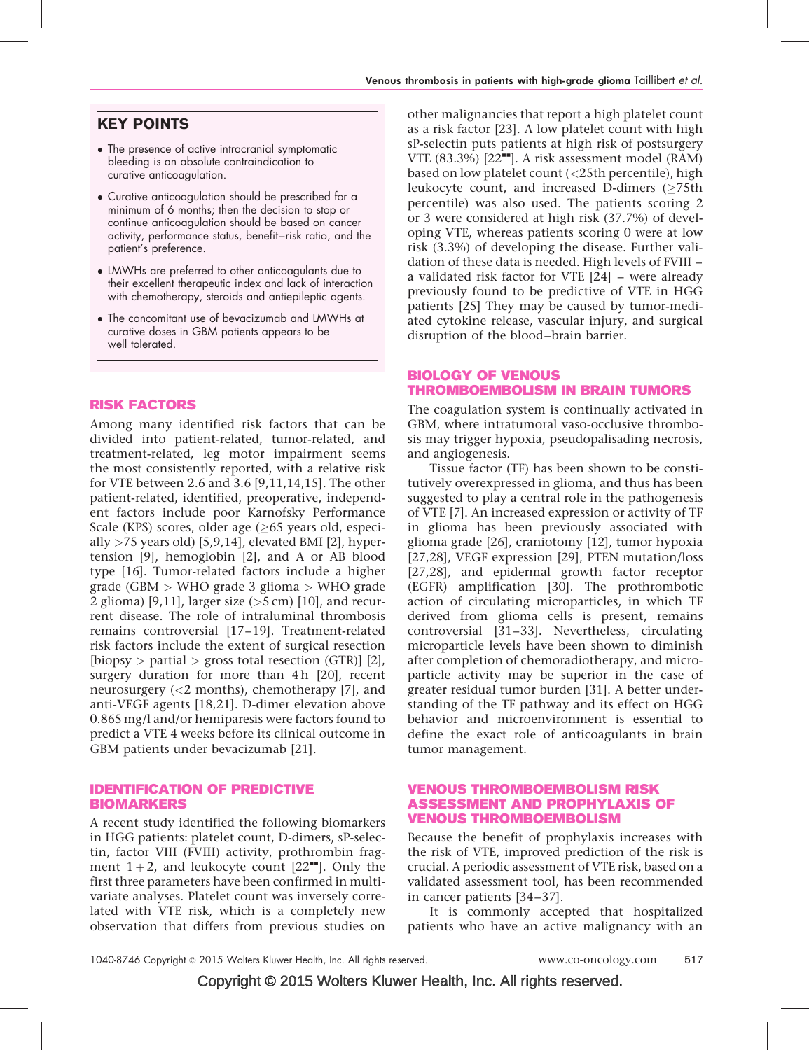## KEY POINTS

- The presence of active intracranial symptomatic bleeding is an absolute contraindication to curative anticoagulation.
- Curative anticoagulation should be prescribed for a minimum of 6 months; then the decision to stop or continue anticoagulation should be based on cancer activity, performance status, benefit–risk ratio, and the patient's preference.
- LMWHs are preferred to other anticoagulants due to their excellent therapeutic index and lack of interaction with chemotherapy, steroids and antiepileptic agents.
- The concomitant use of bevacizumab and LMWHs at curative doses in GBM patients appears to be well tolerated.

## RISK FACTORS

Among many identified risk factors that can be divided into patient-related, tumor-related, and treatment-related, leg motor impairment seems the most consistently reported, with a relative risk for VTE between 2.6 and 3.6 [9,11,14,15]. The other patient-related, identified, preoperative, independent factors include poor Karnofsky Performance Scale (KPS) scores, older age (≥65 years old, especially >75 years old) [5,9,14], elevated BMI [2], hypertension [9], hemoglobin [2], and A or AB blood type [16]. Tumor-related factors include a higher grade (GBM > WHO grade 3 glioma > WHO grade 2 glioma) [9,11], larger size (>5 cm) [10], and recurrent disease. The role of intraluminal thrombosis remains controversial [17–19]. Treatment-related risk factors include the extent of surgical resection [biopsy > partial > gross total resection (GTR)] [2], surgery duration for more than 4 h [20], recent neurosurgery (<2 months), chemotherapy [7], and anti-VEGF agents [18,21]. D-dimer elevation above 0.865 mg/l and/or hemiparesis were factors found to predict a VTE 4 weeks before its clinical outcome in GBM patients under bevacizumab [21].

## IDENTIFICATION OF PREDICTIVE BIOMARKERS

A recent study identified the following biomarkers in HGG patients: platelet count, D-dimers, sP-selectin, factor VIII (FVIII) activity, prothrombin fragment 1 + 2, and leukocyte count [22■■]. Only the first three parameters have been confirmed in multivariate analyses. Platelet count was inversely correlated with VTE risk, which is a completely new observation that differs from previous studies on other malignancies that report a high platelet count as a risk factor [23]. A low platelet count with high sP-selectin puts patients at high risk of postsurgery VTE (83.3%) [22■■]. A risk assessment model (RAM) based on low platelet count (<25th percentile), high leukocyte count, and increased D-dimers (≥75th percentile) was also used. The patients scoring 2 or 3 were considered at high risk (37.7%) of developing VTE, whereas patients scoring 0 were at low risk (3.3%) of developing the disease. Further validation of these data is needed. High levels of FVIII – a validated risk factor for VTE [24] – were already previously found to be predictive of VTE in HGG patients [25] They may be caused by tumor-mediated cytokine release, vascular injury, and surgical disruption of the blood–brain barrier.

## BIOLOGY OF VENOUS THROMBOEMBOLISM IN BRAIN TUMORS

The coagulation system is continually activated in GBM, where intratumoral vaso-occlusive thrombosis may trigger hypoxia, pseudopalisading necrosis, and angiogenesis.

Tissue factor (TF) has been shown to be constitutively overexpressed in glioma, and thus has been suggested to play a central role in the pathogenesis of VTE [7]. An increased expression or activity of TF in glioma has been previously associated with glioma grade [26], craniotomy [12], tumor hypoxia [27,28], VEGF expression [29], PTEN mutation/loss [27,28], and epidermal growth factor receptor (EGFR) amplification [30]. The prothrombotic action of circulating microparticles, in which TF derived from glioma cells is present, remains controversial [31–33]. Nevertheless, circulating microparticle levels have been shown to diminish after completion of chemoradiotherapy, and microparticle activity may be superior in the case of greater residual tumor burden [31]. A better understanding of the TF pathway and its effect on HGG behavior and microenvironment is essential to define the exact role of anticoagulants in brain tumor management.

## VENOUS THROMBOEMBOLISM RISK ASSESSMENT AND PROPHYLAXIS OF VENOUS THROMBOEMBOLISM

Because the benefit of prophylaxis increases with the risk of VTE, improved prediction of the risk is crucial. A periodic assessment of VTE risk, based on a validated assessment tool, has been recommended in cancer patients [34–37].

It is commonly accepted that hospitalized patients who have an active malignancy with an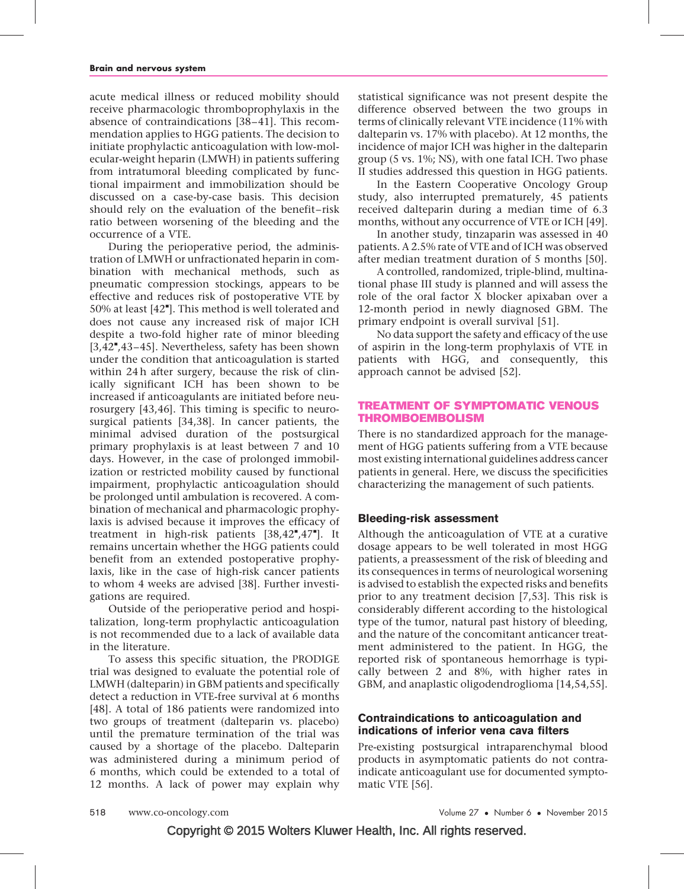acute medical illness or reduced mobility should receive pharmacologic thromboprophylaxis in the absence of contraindications [38–41]. This recommendation applies to HGG patients. The decision to initiate prophylactic anticoagulation with low-molecular-weight heparin (LMWH) in patients suffering from intratumoral bleeding complicated by functional impairment and immobilization should be discussed on a case-by-case basis. This decision should rely on the evaluation of the benefit–risk ratio between worsening of the bleeding and the occurrence of a VTE.

During the perioperative period, the administration of LMWH or unfractionated heparin in combination with mechanical methods, such as pneumatic compression stockings, appears to be effective and reduces risk of postoperative VTE by 50% at least [42▪]. This method is well tolerated and does not cause any increased risk of major ICH despite a two-fold higher rate of minor bleeding [3,42▪,43–45]. Nevertheless, safety has been shown under the condition that anticoagulation is started within 24 h after surgery, because the risk of clinically significant ICH has been shown to be increased if anticoagulants are initiated before neurosurgery [43,46]. This timing is specific to neurosurgical patients [34,38]. In cancer patients, the minimal advised duration of the postsurgical primary prophylaxis is at least between 7 and 10 days. However, in the case of prolonged immobilization or restricted mobility caused by functional impairment, prophylactic anticoagulation should be prolonged until ambulation is recovered. A combination of mechanical and pharmacologic prophylaxis is advised because it improves the efficacy of treatment in high-risk patients [38,42▪,47▪]. It remains uncertain whether the HGG patients could benefit from an extended postoperative prophylaxis, like in the case of high-risk cancer patients to whom 4 weeks are advised [38]. Further investigations are required.

Outside of the perioperative period and hospitalization, long-term prophylactic anticoagulation is not recommended due to a lack of available data in the literature.

To assess this specific situation, the PRODIGE trial was designed to evaluate the potential role of LMWH (dalteparin) in GBM patients and specifically detect a reduction in VTE-free survival at 6 months [48]. A total of 186 patients were randomized into two groups of treatment (dalteparin vs. placebo) until the premature termination of the trial was caused by a shortage of the placebo. Dalteparin was administered during a minimum period of 6 months, which could be extended to a total of 12 months. A lack of power may explain why statistical significance was not present despite the difference observed between the two groups in terms of clinically relevant VTE incidence (11% with dalteparin vs. 17% with placebo). At 12 months, the incidence of major ICH was higher in the dalteparin group (5 vs. 1%; NS), with one fatal ICH. Two phase II studies addressed this question in HGG patients.

In the Eastern Cooperative Oncology Group study, also interrupted prematurely, 45 patients received dalteparin during a median time of 6.3 months, without any occurrence of VTE or ICH [49].

In another study, tinzaparin was assessed in 40 patients. A 2.5% rate of VTE and of ICH was observed after median treatment duration of 5 months [50].

A controlled, randomized, triple-blind, multinational phase III study is planned and will assess the role of the oral factor X blocker apixaban over a 12-month period in newly diagnosed GBM. The primary endpoint is overall survival [51].

No data support the safety and efficacy of the use of aspirin in the long-term prophylaxis of VTE in patients with HGG, and consequently, this approach cannot be advised [52].

## TREATMENT OF SYMPTOMATIC VENOUS THROMBOEMBOLISM

There is no standardized approach for the management of HGG patients suffering from a VTE because most existing international guidelines address cancer patients in general. Here, we discuss the specificities characterizing the management of such patients.

### Bleeding-risk assessment

Although the anticoagulation of VTE at a curative dosage appears to be well tolerated in most HGG patients, a preassessment of the risk of bleeding and its consequences in terms of neurological worsening is advised to establish the expected risks and benefits prior to any treatment decision [7,53]. This risk is considerably different according to the histological type of the tumor, natural past history of bleeding, and the nature of the concomitant anticancer treatment administered to the patient. In HGG, the reported risk of spontaneous hemorrhage is typically between 2 and 8%, with higher rates in GBM, and anaplastic oligodendroglioma [14,54,55].

### Contraindications to anticoagulation and indications of inferior vena cava filters

Pre-existing postsurgical intraparenchymal blood products in asymptomatic patients do not contraindicate anticoagulant use for documented symptomatic VTE [56].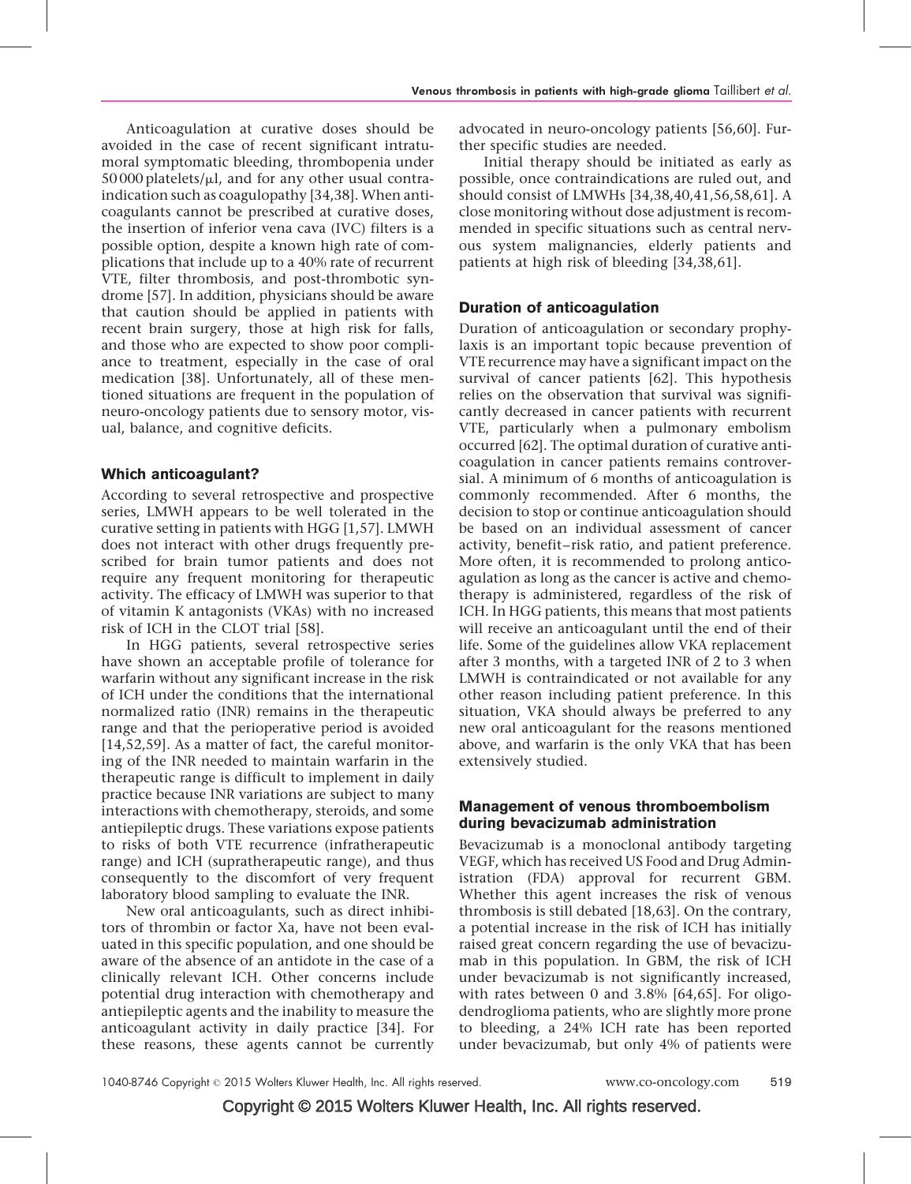Anticoagulation at curative doses should be avoided in the case of recent significant intratumoral symptomatic bleeding, thrombopenia under 50 000 platelets/μl, and for any other usual contraindication such as coagulopathy [34,38]. When anticoagulants cannot be prescribed at curative doses, the insertion of inferior vena cava (IVC) filters is a possible option, despite a known high rate of complications that include up to a 40% rate of recurrent VTE, filter thrombosis, and post-thrombotic syndrome [57]. In addition, physicians should be aware that caution should be applied in patients with recent brain surgery, those at high risk for falls, and those who are expected to show poor compliance to treatment, especially in the case of oral medication [38]. Unfortunately, all of these mentioned situations are frequent in the population of neuro-oncology patients due to sensory motor, visual, balance, and cognitive deficits.

### Which anticoagulant?

According to several retrospective and prospective series, LMWH appears to be well tolerated in the curative setting in patients with HGG [1,57]. LMWH does not interact with other drugs frequently prescribed for brain tumor patients and does not require any frequent monitoring for therapeutic activity. The efficacy of LMWH was superior to that of vitamin K antagonists (VKAs) with no increased risk of ICH in the CLOT trial [58].

In HGG patients, several retrospective series have shown an acceptable profile of tolerance for warfarin without any significant increase in the risk of ICH under the conditions that the international normalized ratio (INR) remains in the therapeutic range and that the perioperative period is avoided [14,52,59]. As a matter of fact, the careful monitoring of the INR needed to maintain warfarin in the therapeutic range is difficult to implement in daily practice because INR variations are subject to many interactions with chemotherapy, steroids, and some antiepileptic drugs. These variations expose patients to risks of both VTE recurrence (infratherapeutic range) and ICH (supratherapeutic range), and thus consequently to the discomfort of very frequent laboratory blood sampling to evaluate the INR.

New oral anticoagulants, such as direct inhibitors of thrombin or factor Xa, have not been evaluated in this specific population, and one should be aware of the absence of an antidote in the case of a clinically relevant ICH. Other concerns include potential drug interaction with chemotherapy and antiepileptic agents and the inability to measure the anticoagulant activity in daily practice [34]. For these reasons, these agents cannot be currently advocated in neuro-oncology patients [56,60]. Further specific studies are needed.

Initial therapy should be initiated as early as possible, once contraindications are ruled out, and should consist of LMWHs [34,38,40,41,56,58,61]. A close monitoring without dose adjustment is recommended in specific situations such as central nervous system malignancies, elderly patients and patients at high risk of bleeding [34,38,61].

### Duration of anticoagulation

Duration of anticoagulation or secondary prophylaxis is an important topic because prevention of VTE recurrence may have a significant impact on the survival of cancer patients [62]. This hypothesis relies on the observation that survival was significantly decreased in cancer patients with recurrent VTE, particularly when a pulmonary embolism occurred [62]. The optimal duration of curative anticoagulation in cancer patients remains controversial. A minimum of 6 months of anticoagulation is commonly recommended. After 6 months, the decision to stop or continue anticoagulation should be based on an individual assessment of cancer activity, benefit–risk ratio, and patient preference. More often, it is recommended to prolong anticoagulation as long as the cancer is active and chemotherapy is administered, regardless of the risk of ICH. In HGG patients, this means that most patients will receive an anticoagulant until the end of their life. Some of the guidelines allow VKA replacement after 3 months, with a targeted INR of 2 to 3 when LMWH is contraindicated or not available for any other reason including patient preference. In this situation, VKA should always be preferred to any new oral anticoagulant for the reasons mentioned above, and warfarin is the only VKA that has been extensively studied.

### Management of venous thromboembolism during bevacizumab administration

Bevacizumab is a monoclonal antibody targeting VEGF, which has received US Food and Drug Administration (FDA) approval for recurrent GBM. Whether this agent increases the risk of venous thrombosis is still debated [18,63]. On the contrary, a potential increase in the risk of ICH has initially raised great concern regarding the use of bevacizumab in this population. In GBM, the risk of ICH under bevacizumab is not significantly increased, with rates between 0 and 3.8% [64,65]. For oligodendroglioma patients, who are slightly more prone to bleeding, a 24% ICH rate has been reported under bevacizumab, but only 4% of patients were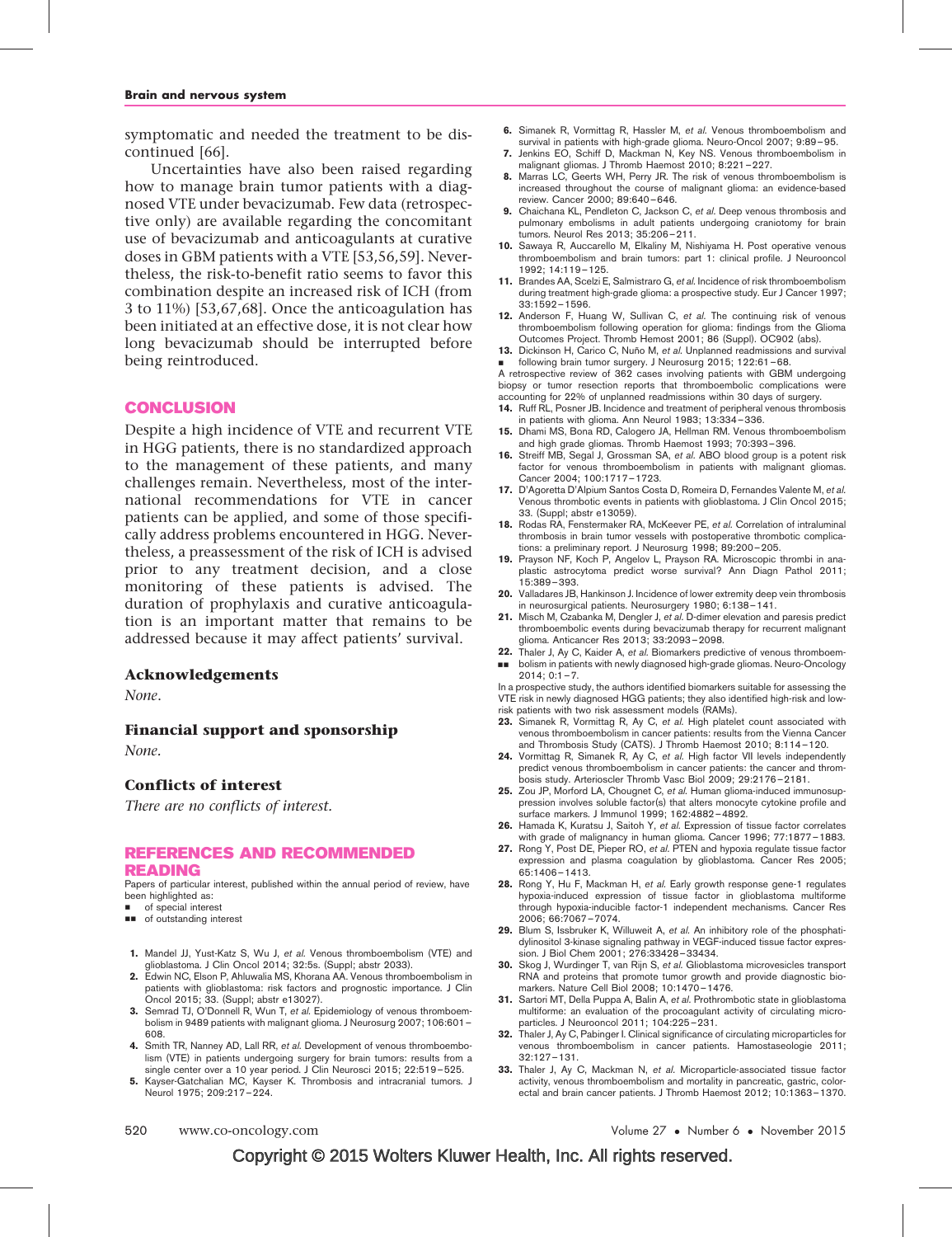symptomatic and needed the treatment to be discontinued [66].

Uncertainties have also been raised regarding how to manage brain tumor patients with a diagnosed VTE under bevacizumab. Few data (retrospective only) are available regarding the concomitant use of bevacizumab and anticoagulants at curative doses in GBM patients with a VTE [53,56,59]. Nevertheless, the risk-to-benefit ratio seems to favor this combination despite an increased risk of ICH (from 3 to 11%) [53,67,68]. Once the anticoagulation has been initiated at an effective dose, it is not clear how long bevacizumab should be interrupted before being reintroduced.

## CONCLUSION

Despite a high incidence of VTE and recurrent VTE in HGG patients, there is no standardized approach to the management of these patients, and many challenges remain. Nevertheless, most of the international recommendations for VTE in cancer patients can be applied, and some of those specifically address problems encountered in HGG. Nevertheless, a preassessment of the risk of ICH is advised prior to any treatment decision, and a close monitoring of these patients is advised. The duration of prophylaxis and curative anticoagulation is an important matter that remains to be addressed because it may affect patients' survival.

### Acknowledgements

*None.*

### Financial support and sponsorship

*None.*

### Conflicts of interest

*There are no conflicts of interest.*

## REFERENCES AND RECOMMENDED READING

Papers of particular interest, published within the annual period of review, have been highlighted as:

- ■ of special interest
- ■■ of outstanding interest

1. Mandel JJ, Yust-Katz S, Wu J, *et al.* Venous thromboembolism (VTE) and glioblastoma. J Clin Oncol 2014; 32:5s. (Suppl; abstr 2033).
2. Edwin NC, Elson P, Ahluwalia MS, Khorana AA. Venous thromboembolism in patients with glioblastoma: risk factors and prognostic importance. J Clin Oncol 2015; 33. (Suppl; abstr e13027).
3. Semrad TJ, O'Donnell R, Wun T, *et al.* Epidemiology of venous thromboembolism in 9489 patients with malignant glioma. J Neurosurg 2007; 106:601–608.
4. Smith TR, Nanney AD, Lall RR, *et al.* Development of venous thromboembolism (VTE) in patients undergoing surgery for brain tumors: results from a single center over a 10 year period. J Clin Neurosci 2015; 22:519–525.
5. Kayser-Gatchalian MC, Kayser K. Thrombosis and intracranial tumors. J Neurol 1975; 209:217–224.
6. Simanek R, Vormittag R, Hassler M, *et al.* Venous thromboembolism and survival in patients with high-grade glioma. Neuro-Oncol 2007; 9:89–95.
7. Jenkins EO, Schiff D, Mackman N, Key NS. Venous thromboembolism in malignant gliomas. J Thromb Haemost 2010; 8:221–227.
8. Marras LC, Geerts WH, Perry JR. The risk of venous thromboembolism is increased throughout the course of malignant glioma: an evidence-based review. Cancer 2000; 89:640–646.
9. Chaichana KL, Pendleton C, Jackson C, *et al.* Deep venous thrombosis and pulmonary embolisms in adult patients undergoing craniotomy for brain tumors. Neurol Res 2013; 35:206–211.
10. Sawaya R, Auccarello M, Elkaliny M, Nishiyama H. Post operative venous thromboembolism and brain tumors: part 1: clinical profile. J Neurooncol 1992; 14:119–125.
11. Brandes AA, Scelzi E, Salmistraro G, *et al.* Incidence of risk thromboembolism during treatment high-grade glioma: a prospective study. Eur J Cancer 1997; 33:1592–1596.
12. Anderson F, Huang W, Sullivan C, *et al.* The continuing risk of venous thromboembolism following operation for glioma: findings from the Glioma Outcomes Project. Thromb Hemost 2001; 86 (Suppl). OC902 (abs).
13. ■ Dickinson H, Carico C, Nuño M, *et al.* Unplanned readmissions and survival following brain tumor surgery. J Neurosurg 2015; 122:61–68.

    A retrospective review of 362 cases involving patients with GBM undergoing biopsy or tumor resection reports that thromboembolic complications were accounting for 22% of unplanned readmissions within 30 days of surgery.
14. Ruff RL, Posner JB. Incidence and treatment of peripheral venous thrombosis in patients with glioma. Ann Neurol 1983; 13:334–336.
15. Dhami MS, Bona RD, Calogero JA, Hellman RM. Venous thromboembolism and high grade gliomas. Thromb Haemost 1993; 70:393–396.
16. Streiff MB, Segal J, Grossman SA, *et al.* ABO blood group is a potent risk factor for venous thromboembolism in patients with malignant gliomas. Cancer 2004; 100:1717–1723.
17. D'Agoretta D'Alpium Santos Costa D, Romeira D, Fernandes Valente M, *et al.* Venous thrombotic events in patients with glioblastoma. J Clin Oncol 2015; 33. (Suppl; abstr e13059).
18. Rodas RA, Fenstermaker RA, McKeever PE, *et al.* Correlation of intraluminal thrombosis in brain tumor vessels with postoperative thrombotic complications: a preliminary report. J Neurosurg 1998; 89:200–205.
19. Prayson NF, Koch P, Angelov L, Prayson RA. Microscopic thrombi in anaplastic astrocytoma predict worse survival? Ann Diagn Pathol 2011; 15:389–393.
20. Valladares JB, Hankinson J. Incidence of lower extremity deep vein thrombosis in neurosurgical patients. Neurosurgery 1980; 6:138–141.
21. Misch M, Czabanka M, Dengler J, *et al.* D-dimer elevation and paresis predict thromboembolic events during bevacizumab therapy for recurrent malignant glioma. Anticancer Res 2013; 33:2093–2098.
22. ■■ Thaler J, Ay C, Kaider A, *et al.* Biomarkers predictive of venous thromboembolism in patients with newly diagnosed high-grade gliomas. Neuro-Oncology 2014; 0:1–7.

    In a prospective study, the authors identified biomarkers suitable for assessing the VTE risk in newly diagnosed HGG patients; they also identified high-risk and low-risk patients with two risk assessment models (RAMs).
23. Simanek R, Vormittag R, Ay C, *et al.* High platelet count associated with venous thromboembolism in cancer patients: results from the Vienna Cancer and Thrombosis Study (CATS). J Thromb Haemost 2010; 8:114–120.
24. Vormittag R, Simanek R, Ay C, *et al.* High factor VII levels independently predict venous thromboembolism in cancer patients: the cancer and thrombosis study. Arterioscler Thromb Vasc Biol 2009; 29:2176–2181.
25. Zou JP, Morford LA, Chougnet C, *et al.* Human glioma-induced immunosuppression involves soluble factor(s) that alters monocyte cytokine profile and surface markers. J Immunol 1999; 162:4882–4892.
26. Hamada K, Kuratsu J, Saitoh Y, *et al.* Expression of tissue factor correlates with grade of malignancy in human glioma. Cancer 1996; 77:1877–1883.
27. Rong Y, Post DE, Pieper RO, *et al.* PTEN and hypoxia regulate tissue factor expression and plasma coagulation by glioblastoma. Cancer Res 2005; 65:1406–1413.
28. Rong Y, Hu F, Mackman H, *et al.* Early growth response gene-1 regulates hypoxia-induced expression of tissue factor in glioblastoma multiforme through hypoxia-inducible factor-1 independent mechanisms. Cancer Res 2006; 66:7067–7074.
29. Blum S, Issbruker K, Willuweit A, *et al.* An inhibitory role of the phosphatidylinositol 3-kinase signaling pathway in VEGF-induced tissue factor expression. J Biol Chem 2001; 276:33428–33434.
30. Skog J, Wurdinger T, van Rijn S, *et al.* Glioblastoma microvesicles transport RNA and proteins that promote tumor growth and provide diagnostic biomarkers. Nature Cell Biol 2008; 10:1470–1476.
31. Sartori MT, Della Puppa A, Balin A, *et al.* Prothrombotic state in glioblastoma multiforme: an evaluation of the procoagulant activity of circulating microparticles. J Neurooncol 2011; 104:225–231.
32. Thaler J, Ay C, Pabinger I. Clinical significance of circulating microparticles for venous thromboembolism in cancer patients. Hamostaseologie 2011; 32:127–131.
33. Thaler J, Ay C, Mackman N, *et al.* Microparticle-associated tissue factor activity, venous thromboembolism and mortality in pancreatic, gastric, colorectal and brain cancer patients. J Thromb Haemost 2012; 10:1363–1370.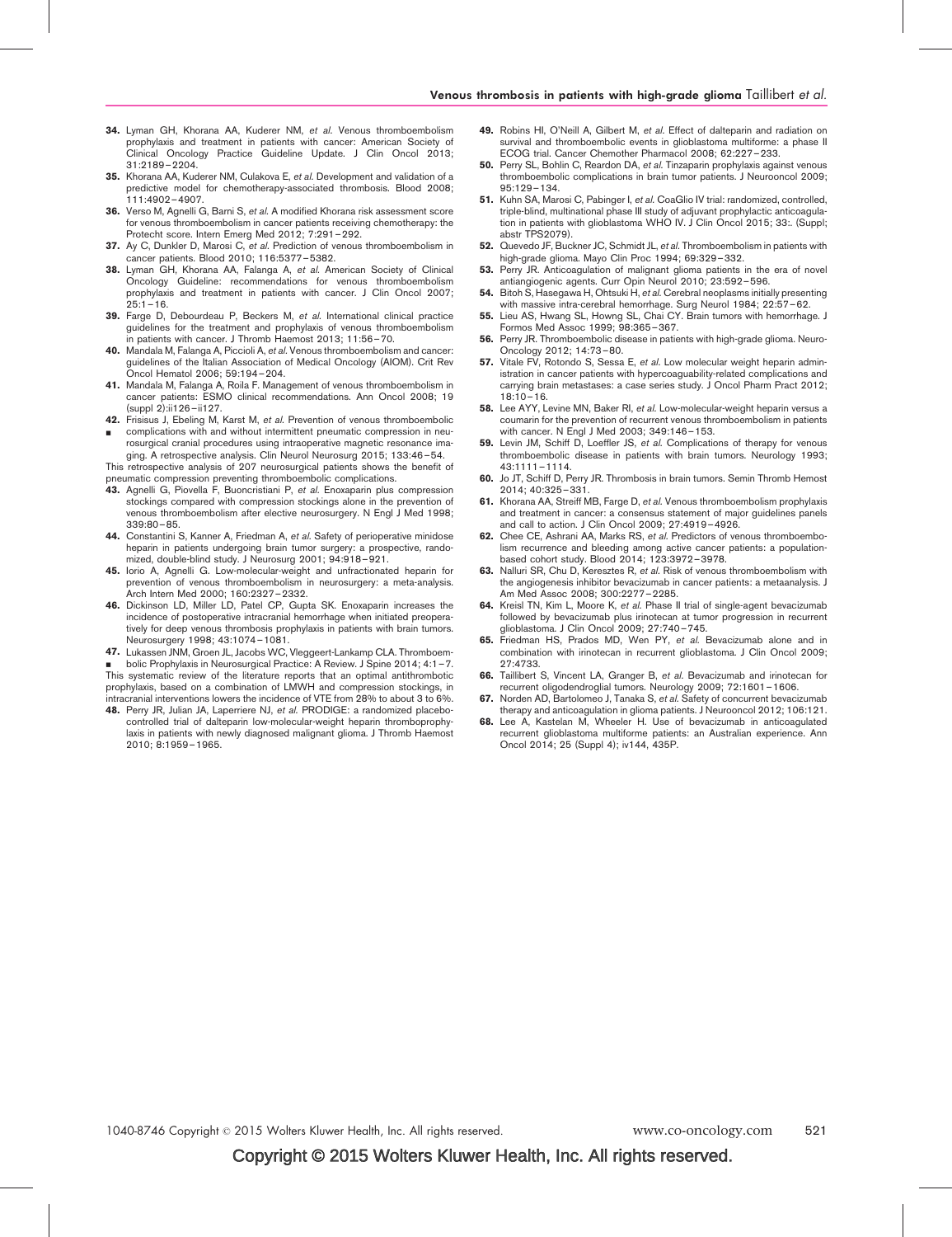34. Lyman GH, Khorana AA, Kuderer NM, *et al.* Venous thromboembolism prophylaxis and treatment in patients with cancer: American Society of Clinical Oncology Practice Guideline Update. J Clin Oncol 2013; 31:2189–2204.
35. Khorana AA, Kuderer NM, Culakova E, *et al.* Development and validation of a predictive model for chemotherapy-associated thrombosis. Blood 2008; 111:4902–4907.
36. Verso M, Agnelli G, Barni S, *et al.* A modified Khorana risk assessment score for venous thromboembolism in cancer patients receiving chemotherapy: the Protecht score. Intern Emerg Med 2012; 7:291–292.
37. Ay C, Dunkler D, Marosi C, *et al.* Prediction of venous thromboembolism in cancer patients. Blood 2010; 116:5377–5382.
38. Lyman GH, Khorana AA, Falanga A, *et al.* American Society of Clinical Oncology Guideline: recommendations for venous thromboembolism prophylaxis and treatment in patients with cancer. J Clin Oncol 2007; 25:1–16.
39. Farge D, Debourdeau P, Beckers M, *et al.* International clinical practice guidelines for the treatment and prophylaxis of venous thromboembolism in patients with cancer. J Thromb Haemost 2013; 11:56–70.
40. Mandala M, Falanga A, Piccioli A, *et al.* Venous thromboembolism and cancer: guidelines of the Italian Association of Medical Oncology (AIOM). Crit Rev Oncol Hematol 2006; 59:194–204.
41. Mandala M, Falanga A, Roila F. Management of venous thromboembolism in cancer patients: ESMO clinical recommendations. Ann Oncol 2008; 19 (suppl 2):ii126–ii127.
42. ▪ Frisius J, Ebeling M, Karst M, *et al.* Prevention of venous thromboembolic complications with and without intermittent pneumatic compression in neurosurgical cranial procedures using intraoperative magnetic resonance imaging. A retrospective analysis. Clin Neurol Neurosurg 2015; 133:46–54.

This retrospective analysis of 207 neurosurgical patients shows the benefit of pneumatic compression preventing thromboembolic complications.

43. Agnelli G, Piovella F, Buoncristiani P, *et al.* Enoxaparin plus compression stockings compared with compression stockings alone in the prevention of venous thromboembolism after elective neurosurgery. N Engl J Med 1998; 339:80–85.
44. Constantini S, Kanner A, Friedman A, *et al.* Safety of perioperative minidose heparin in patients undergoing brain tumor surgery: a prospective, randomized, double-blind study. J Neurosurg 2001; 94:918–921.
45. Iorio A, Agnelli G. Low-molecular-weight and unfractionated heparin for prevention of venous thromboembolism in neurosurgery: a meta-analysis. Arch Intern Med 2000; 160:2327–2332.
46. Dickinson LD, Miller LD, Patel CP, Gupta SK. Enoxaparin increases the incidence of postoperative intracranial hemorrhage when initiated preoperatively for deep venous thrombosis prophylaxis in patients with brain tumors. Neurosurgery 1998; 43:1074–1081.
47. ▪ Lukassen JNM, Groen JL, Jacobs WC, Vleggeert-Lankamp CLA. Thromboembolic Prophylaxis in Neurosurgical Practice: A Review. J Spine 2014; 4:1–7.

This systematic review of the literature reports that an optimal antithrombotic prophylaxis, based on a combination of LMWH and compression stockings, in intracranial interventions lowers the incidence of VTE from 28% to about 3 to 6%.

48. Perry JR, Julian JA, Laperriere NJ, *et al.* PRODIGE: a randomized placebo-controlled trial of dalteparin low-molecular-weight heparin thromboprophylaxis in patients with newly diagnosed malignant glioma. J Thromb Haemost 2010; 8:1959–1965.
49. Robins HI, O'Neill A, Gilbert M, *et al.* Effect of dalteparin and radiation on survival and thromboembolic events in glioblastoma multiforme: a phase II ECOG trial. Cancer Chemother Pharmacol 2008; 62:227–233.
50. Perry SL, Bohlin C, Reardon DA, *et al.* Tinzaparin prophylaxis against venous thromboembolic complications in brain tumor patients. J Neurooncol 2009; 95:129–134.
51. Kuhn SA, Marosi C, Pabinger I, *et al.* CoaGlio IV trial: randomized, controlled, triple-blind, multinational phase III study of adjuvant prophylactic anticoagulation in patients with glioblastoma WHO IV. J Clin Oncol 2015; 33:. (Suppl; abstr TPS2079).
52. Quevedo JF, Buckner JC, Schmidt JL, *et al.* Thromboembolism in patients with high-grade glioma. Mayo Clin Proc 1994; 69:329–332.
53. Perry JR. Anticoagulation of malignant glioma patients in the era of novel antiangiogenic agents. Curr Opin Neurol 2010; 23:592–596.
54. Bitoh S, Hasegawa H, Ohtsuki H, *et al.* Cerebral neoplasms initially presenting with massive intra-cerebral hemorrhage. Surg Neurol 1984; 22:57–62.
55. Lieu AS, Hwang SL, Howng SL, Chai CY. Brain tumors with hemorrhage. J Formos Med Assoc 1999; 98:365–367.
56. Perry JR. Thromboembolic disease in patients with high-grade glioma. Neuro-Oncology 2012; 14:73–80.
57. Vitale FV, Rotondo S, Sessa E, *et al.* Low molecular weight heparin administration in cancer patients with hypercoagulability-related complications and carrying brain metastases: a case series study. J Oncol Pharm Pract 2012; 18:10–16.
58. Lee AYY, Levine MN, Baker RI, *et al.* Low-molecular-weight heparin versus a coumarin for the prevention of recurrent venous thromboembolism in patients with cancer. N Engl J Med 2003; 349:146–153.
59. Levin JM, Schiff D, Loeffler JS, *et al.* Complications of therapy for venous thromboembolic disease in patients with brain tumors. Neurology 1993; 43:1111–1114.
60. Jo JT, Schiff D, Perry JR. Thrombosis in brain tumors. Semin Thromb Hemost 2014; 40:325–331.
61. Khorana AA, Streiff MB, Farge D, *et al.* Venous thromboembolism prophylaxis and treatment in cancer: a consensus statement of major guidelines panels and call to action. J Clin Oncol 2009; 27:4919–4926.
62. Chee CE, Ashrani AA, Marks RS, *et al.* Predictors of venous thromboembolism recurrence and bleeding among active cancer patients: a population-based cohort study. Blood 2014; 123:3972–3978.
63. Nalluri SR, Chu D, Keresztes R, *et al.* Risk of venous thromboembolism with the angiogenesis inhibitor bevacizumab in cancer patients: a metaanalysis. J Am Med Assoc 2008; 300:2277–2285.
64. Kreisl TN, Kim L, Moore K, *et al.* Phase II trial of single-agent bevacizumab followed by bevacizumab plus irinotecan at tumor progression in recurrent glioblastoma. J Clin Oncol 2009; 27:740–745.
65. Friedman HS, Prados MD, Wen PY, *et al.* Bevacizumab alone and in combination with irinotecan in recurrent glioblastoma. J Clin Oncol 2009; 27:4733.
66. Taillibert S, Vincent LA, Granger B, *et al.* Bevacizumab and irinotecan for recurrent oligodendroglial tumors. Neurology 2009; 72:1601–1606.
67. Norden AD, Bartolomeo J, Tanaka S, *et al.* Safety of concurrent bevacizumab therapy and anticoagulation in glioma patients. J Neurooncol 2012; 106:121.
68. Lee A, Kastelan M, Wheeler H. Use of bevacizumab in anticoagulated recurrent glioblastoma multiforme patients: an Australian experience. Ann Oncol 2014; 25 (Suppl 4); iv144, 435P.